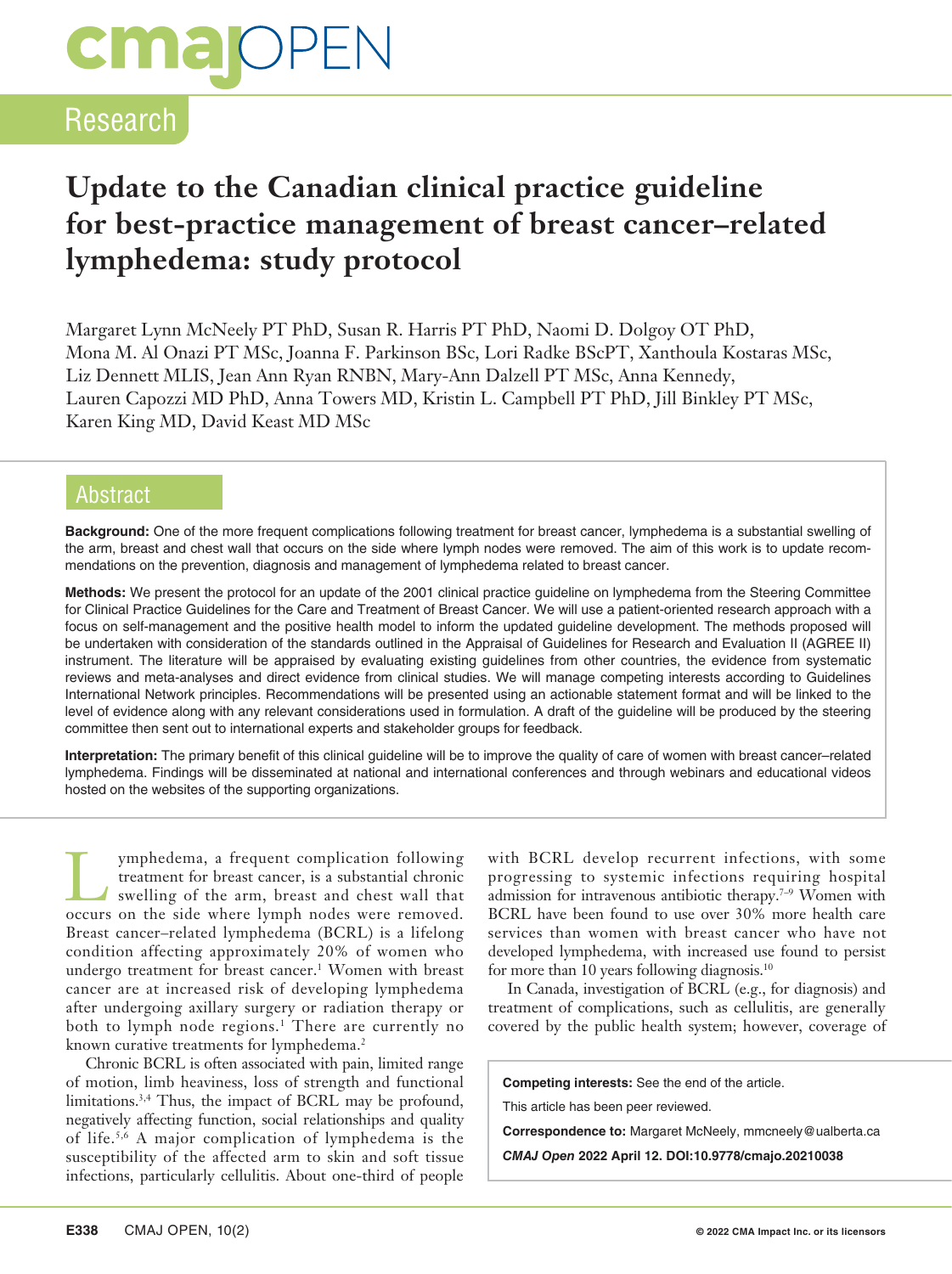# Update to the Canadian clinical practice guideline for best-practice management of breast cancer–related lymphedema: study protocol

Margaret Lynn McNeely PT PhD, Susan R. Harris PT PhD, Naomi D. Dolgoy OT PhD, Mona M. Al Onazi PT MSc, Joanna F. Parkinson BSc, Lori Radke BScPT, Xanthoula Kostaras MSc, Liz Dennett MLIS, Jean Ann Ryan RNBN, Mary-Ann Dalzell PT MSc, Anna Kennedy, Lauren Capozzi MD PhD, Anna Towers MD, Kristin L. Campbell PT PhD, Jill Binkley PT MSc, Karen King MD, David Keast MD MSc

## Abstract

**Background:** One of the more frequent complications following treatment for breast cancer, lymphedema is a substantial swelling of the arm, breast and chest wall that occurs on the side where lymph nodes were removed. The aim of this work is to update recommendations on the prevention, diagnosis and management of lymphedema related to breast cancer.

**Methods:** We present the protocol for an update of the 2001 clinical practice guideline on lymphedema from the Steering Committee for Clinical Practice Guidelines for the Care and Treatment of Breast Cancer. We will use a patient-oriented research approach with a focus on self-management and the positive health model to inform the updated guideline development. The methods proposed will be undertaken with consideration of the standards outlined in the Appraisal of Guidelines for Research and Evaluation II (AGREE II) instrument. The literature will be appraised by evaluating existing guidelines from other countries, the evidence from systematic reviews and meta-analyses and direct evidence from clinical studies. We will manage competing interests according to Guidelines International Network principles. Recommendations will be presented using an actionable statement format and will be linked to the level of evidence along with any relevant considerations used in formulation. A draft of the guideline will be produced by the steering committee then sent out to international experts and stakeholder groups for feedback.

**Interpretation:** The primary benefit of this clinical guideline will be to improve the quality of care of women with breast cancer–related lymphedema. Findings will be disseminated at national and international conferences and through webinars and educational videos hosted on the websites of the supporting organizations.

Lymphedema, a frequent complication following treatment for breast cancer, is a substantial chronic swelling of the arm, breast and chest wall that occurs on the side where lymph nodes were removed. Breast cancer–related lymphedema (BCRL) is a lifelong condition affecting approximately 20% of women who undergo treatment for breast cancer.[1] Women with breast cancer are at increased risk of developing lymphedema after undergoing axillary surgery or radiation therapy or both to lymph node regions.[1] There are currently no known curative treatments for lymphedema.[2]

Chronic BCRL is often associated with pain, limited range of motion, limb heaviness, loss of strength and functional limitations.[3,4] Thus, the impact of BCRL may be profound, negatively affecting function, social relationships and quality of life.[5,6] A major complication of lymphedema is the susceptibility of the affected arm to skin and soft tissue infections, particularly cellulitis. About one-third of people with BCRL develop recurrent infections, with some progressing to systemic infections requiring hospital admission for intravenous antibiotic therapy.[7–9] Women with BCRL have been found to use over 30% more health care services than women with breast cancer who have not developed lymphedema, with increased use found to persist for more than 10 years following diagnosis.[10]

In Canada, investigation of BCRL (e.g., for diagnosis) and treatment of complications, such as cellulitis, are generally covered by the public health system; however, coverage of

**Competing interests:** See the end of the article.

This article has been peer reviewed.

**Correspondence to:** Margaret McNeely, mmcneely@ualberta.ca

*CMAJ Open* 2022 April 12. DOI:10.9778/cmajo.20210038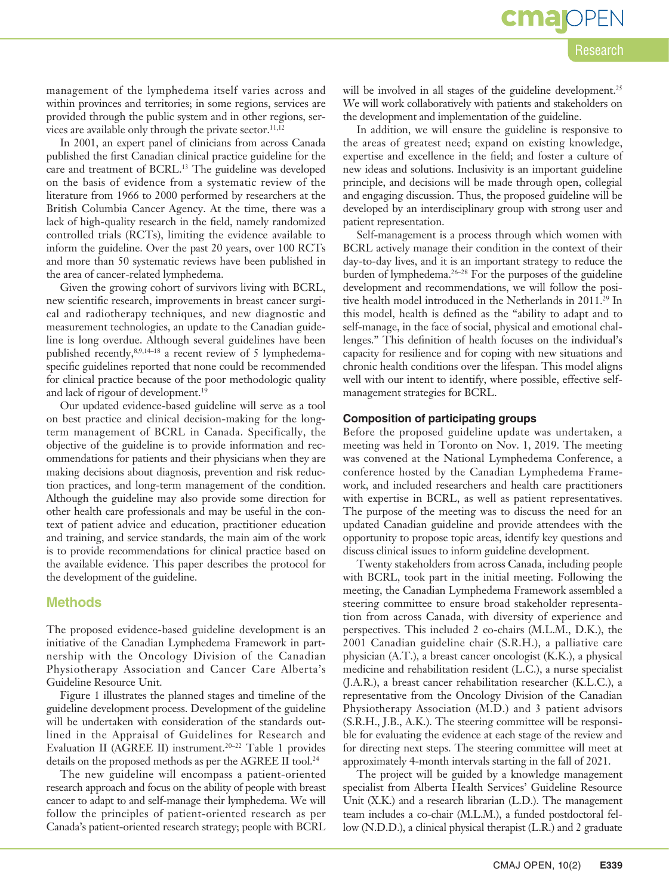management of the lymphedema itself varies across and within provinces and territories; in some regions, services are provided through the public system and in other regions, services are available only through the private sector.[11,12]

In 2001, an expert panel of clinicians from across Canada published the first Canadian clinical practice guideline for the care and treatment of BCRL.[13] The guideline was developed on the basis of evidence from a systematic review of the literature from 1966 to 2000 performed by researchers at the British Columbia Cancer Agency. At the time, there was a lack of high-quality research in the field, namely randomized controlled trials (RCTs), limiting the evidence available to inform the guideline. Over the past 20 years, over 100 RCTs and more than 50 systematic reviews have been published in the area of cancer-related lymphedema.

Given the growing cohort of survivors living with BCRL, new scientific research, improvements in breast cancer surgical and radiotherapy techniques, and new diagnostic and measurement technologies, an update to the Canadian guideline is long overdue. Although several guidelines have been published recently,[8,9,14–18] a recent review of 5 lymphedema-specific guidelines reported that none could be recommended for clinical practice because of the poor methodologic quality and lack of rigour of development.[19]

Our updated evidence-based guideline will serve as a tool on best practice and clinical decision-making for the long-term management of BCRL in Canada. Specifically, the objective of the guideline is to provide information and recommendations for patients and their physicians when they are making decisions about diagnosis, prevention and risk reduction practices, and long-term management of the condition. Although the guideline may also provide some direction for other health care professionals and may be useful in the context of patient advice and education, practitioner education and training, and service standards, the main aim of the work is to provide recommendations for clinical practice based on the available evidence. This paper describes the protocol for the development of the guideline.

## Methods

The proposed evidence-based guideline development is an initiative of the Canadian Lymphedema Framework in partnership with the Oncology Division of the Canadian Physiotherapy Association and Cancer Care Alberta's Guideline Resource Unit.

Figure 1 illustrates the planned stages and timeline of the guideline development process. Development of the guideline will be undertaken with consideration of the standards outlined in the Appraisal of Guidelines for Research and Evaluation II (AGREE II) instrument.[20–22] Table 1 provides details on the proposed methods as per the AGREE II tool.[24]

The new guideline will encompass a patient-oriented research approach and focus on the ability of people with breast cancer to adapt to and self-manage their lymphedema. We will follow the principles of patient-oriented research as per Canada's patient-oriented research strategy; people with BCRL will be involved in all stages of the guideline development.[25] We will work collaboratively with patients and stakeholders on the development and implementation of the guideline.

In addition, we will ensure the guideline is responsive to the areas of greatest need; expand on existing knowledge, expertise and excellence in the field; and foster a culture of new ideas and solutions. Inclusivity is an important guideline principle, and decisions will be made through open, collegial and engaging discussion. Thus, the proposed guideline will be developed by an interdisciplinary group with strong user and patient representation.

Self-management is a process through which women with BCRL actively manage their condition in the context of their day-to-day lives, and it is an important strategy to reduce the burden of lymphedema.[26–28] For the purposes of the guideline development and recommendations, we will follow the positive health model introduced in the Netherlands in 2011.[29] In this model, health is defined as the "ability to adapt and to self-manage, in the face of social, physical and emotional challenges." This definition of health focuses on the individual's capacity for resilience and for coping with new situations and chronic health conditions over the lifespan. This model aligns well with our intent to identify, where possible, effective self-management strategies for BCRL.

### Composition of participating groups

Before the proposed guideline update was undertaken, a meeting was held in Toronto on Nov. 1, 2019. The meeting was convened at the National Lymphedema Conference, a conference hosted by the Canadian Lymphedema Framework, and included researchers and health care practitioners with expertise in BCRL, as well as patient representatives. The purpose of the meeting was to discuss the need for an updated Canadian guideline and provide attendees with the opportunity to propose topic areas, identify key questions and discuss clinical issues to inform guideline development.

Twenty stakeholders from across Canada, including people with BCRL, took part in the initial meeting. Following the meeting, the Canadian Lymphedema Framework assembled a steering committee to ensure broad stakeholder representation from across Canada, with diversity of experience and perspectives. This included 2 co-chairs (M.L.M., D.K.), the 2001 Canadian guideline chair (S.R.H.), a palliative care physician (A.T.), a breast cancer oncologist (K.K.), a physical medicine and rehabilitation resident (L.C.), a nurse specialist (J.A.R.), a breast cancer rehabilitation researcher (K.L.C.), a representative from the Oncology Division of the Canadian Physiotherapy Association (M.D.) and 3 patient advisors (S.R.H., J.B., A.K.). The steering committee will be responsible for evaluating the evidence at each stage of the review and for directing next steps. The steering committee will meet at approximately 4-month intervals starting in the fall of 2021.

The project will be guided by a knowledge management specialist from Alberta Health Services' Guideline Resource Unit (X.K.) and a research librarian (L.D.). The management team includes a co-chair (M.L.M.), a funded postdoctoral fellow (N.D.D.), a clinical physical therapist (L.R.) and 2 graduate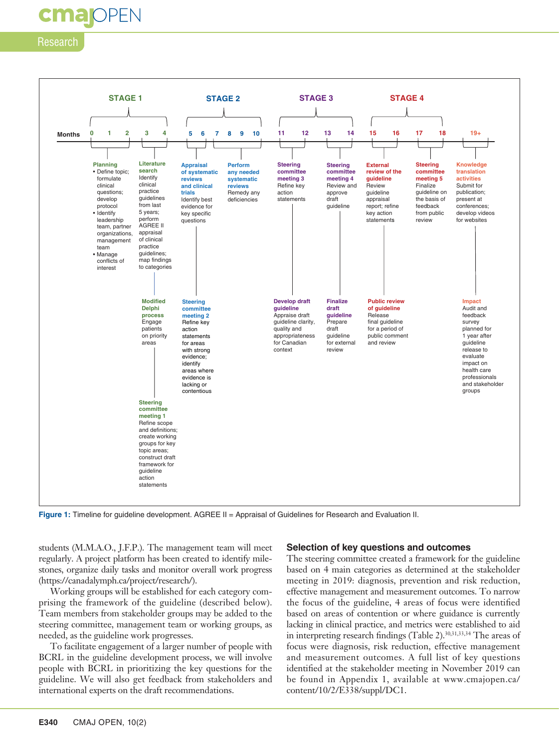**STAGE 1**

Months 0–4

- **Planning** (months 0–2)
  - Define topic; formulate clinical questions; develop protocol
  - Identify leadership team, partner organizations, management team
  - Manage conflicts of interest
- **Literature search** (months 3–4): Identify clinical practice guidelines from last 5 years; perform AGREE II appraisal of clinical practice guidelines; map findings to categories
- **Modified Delphi process**: Engage patients on priority areas
- **Steering committee meeting 1**: Refine scope and definitions; create working groups for key topic areas; construct draft framework for guideline action statements

**STAGE 2**

Months 5–10

- **Appraisal of systematic reviews and clinical trials** (months 5–6): Identify best evidence for key specific questions
- **Perform any needed systematic reviews** (months 7–10): Remedy any deficiencies
- **Steering committee meeting 2**: Refine key action statements for areas with strong evidence; identify areas where evidence is lacking or contentious

**STAGE 3**

Months 11–14

- **Steering committee meeting 3** (months 11–12): Refine key action statements
- **Develop draft guideline**: Appraise draft guideline clarity, quality and appropriateness for Canadian context
- **Steering committee meeting 4** (months 13–14): Review and approve draft guideline
- **Finalize draft guideline**: Prepare draft guideline for external review

**STAGE 4**

Months 15–18

- **External review of the guideline** (months 15–16): Review guideline appraisal report; refine key action statements
- **Public review of guideline**: Release final guideline for a period of public comment and review
- **Steering committee meeting 5** (months 17–18): Finalize guideline on the basis of feedback from public review

Months 19+

- **Knowledge translation activities**: Submit for publication; present at conferences; develop videos for websites
- **Impact**: Audit and feedback survey planned for 1 year after guideline release to evaluate impact on health care professionals and stakeholder groups

**Figure 1:** Timeline for guideline development. AGREE II = Appraisal of Guidelines for Research and Evaluation II.

students (M.M.A.O., J.F.P.). The management team will meet regularly. A project platform has been created to identify milestones, organize daily tasks and monitor overall work progress (https://canadalymph.ca/project/research/).

Working groups will be established for each category comprising the framework of the guideline (described below). Team members from stakeholder groups may be added to the steering committee, management team or working groups, as needed, as the guideline work progresses.

To facilitate engagement of a larger number of people with BCRL in the guideline development process, we will involve people with BCRL in prioritizing the key questions for the guideline. We will also get feedback from stakeholders and international experts on the draft recommendations.

### Selection of key questions and outcomes

The steering committee created a framework for the guideline based on 4 main categories as determined at the stakeholder meeting in 2019: diagnosis, prevention and risk reduction, effective management and measurement outcomes. To narrow the focus of the guideline, 4 areas of focus were identified based on areas of contention or where guidance is currently lacking in clinical practice, and metrics were established to aid in interpreting research findings (Table 2).[30,31,33,34] The areas of focus were diagnosis, risk reduction, effective management and measurement outcomes. A full list of key questions identified at the stakeholder meeting in November 2019 can be found in Appendix 1, available at www.cmajopen.ca/content/10/2/E338/suppl/DC1.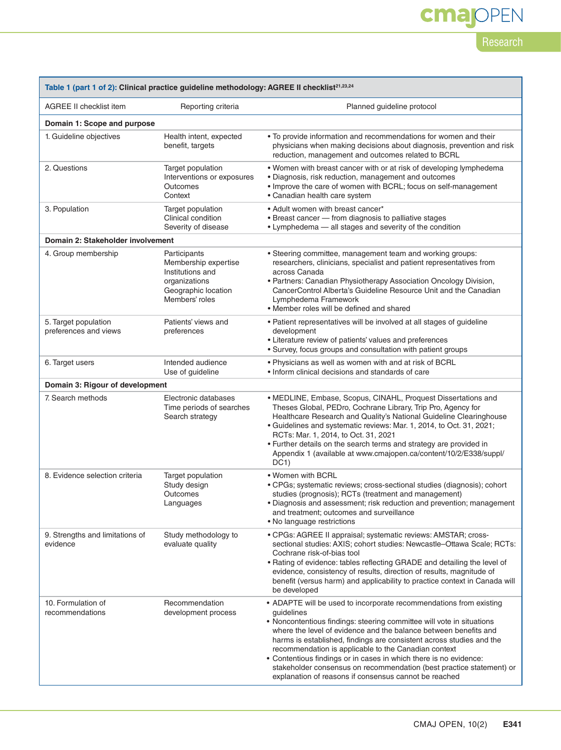**Table 1 (part 1 of 2): Clinical practice guideline methodology: AGREE II checklist[21,23,24]**

| AGREE II checklist item | Reporting criteria | Planned guideline protocol |
|---|---|---|
| **Domain 1: Scope and purpose** | | |
| 1. Guideline objectives | Health intent, expected benefit, targets | • To provide information and recommendations for women and their physicians when making decisions about diagnosis, prevention and risk reduction, management and outcomes related to BCRL |
| 2. Questions | Target population<br>Interventions or exposures<br>Outcomes<br>Context | • Women with breast cancer with or at risk of developing lymphedema<br>• Diagnosis, risk reduction, management and outcomes<br>• Improve the care of women with BCRL; focus on self-management<br>• Canadian health care system |
| 3. Population | Target population<br>Clinical condition<br>Severity of disease | • Adult women with breast cancer*<br>• Breast cancer — from diagnosis to palliative stages<br>• Lymphedema — all stages and severity of the condition |
| **Domain 2: Stakeholder involvement** | | |
| 4. Group membership | Participants<br>Membership expertise<br>Institutions and organizations<br>Geographic location<br>Members' roles | • Steering committee, management team and working groups: researchers, clinicians, specialist and patient representatives from across Canada<br>• Partners: Canadian Physiotherapy Association Oncology Division, CancerControl Alberta's Guideline Resource Unit and the Canadian Lymphedema Framework<br>• Member roles will be defined and shared |
| 5. Target population preferences and views | Patients' views and preferences | • Patient representatives will be involved at all stages of guideline development<br>• Literature review of patients' values and preferences<br>• Survey, focus groups and consultation with patient groups |
| 6. Target users | Intended audience<br>Use of guideline | • Physicians as well as women with and at risk of BCRL<br>• Inform clinical decisions and standards of care |
| **Domain 3: Rigour of development** | | |
| 7. Search methods | Electronic databases<br>Time periods of searches<br>Search strategy | • MEDLINE, Embase, Scopus, CINAHL, Proquest Dissertations and Theses Global, PEDro, Cochrane Library, Trip Pro, Agency for Healthcare Research and Quality's National Guideline Clearinghouse<br>• Guidelines and systematic reviews: Mar. 1, 2014, to Oct. 31, 2021; RCTs: Mar. 1, 2014, to Oct. 31, 2021<br>• Further details on the search terms and strategy are provided in Appendix 1 (available at www.cmajopen.ca/content/10/2/E338/suppl/DC1) |
| 8. Evidence selection criteria | Target population<br>Study design<br>Outcomes<br>Languages | • Women with BCRL<br>• CPGs; systematic reviews; cross-sectional studies (diagnosis); cohort studies (prognosis); RCTs (treatment and management)<br>• Diagnosis and assessment; risk reduction and prevention; management and treatment; outcomes and surveillance<br>• No language restrictions |
| 9. Strengths and limitations of evidence | Study methodology to evaluate quality | • CPGs: AGREE II appraisal; systematic reviews: AMSTAR; cross-sectional studies: AXIS; cohort studies: Newcastle–Ottawa Scale; RCTs: Cochrane risk-of-bias tool<br>• Rating of evidence: tables reflecting GRADE and detailing the level of evidence, consistency of results, direction of results, magnitude of benefit (versus harm) and applicability to practice context in Canada will be developed |
| 10. Formulation of recommendations | Recommendation development process | • ADAPTE will be used to incorporate recommendations from existing guidelines<br>• Noncontentious findings: steering committee will vote in situations where the level of evidence and the balance between benefits and harms is established, findings are consistent across studies and the recommendation is applicable to the Canadian context<br>• Contentious findings or in cases in which there is no evidence: stakeholder consensus on recommendation (best practice statement) or explanation of reasons if consensus cannot be reached |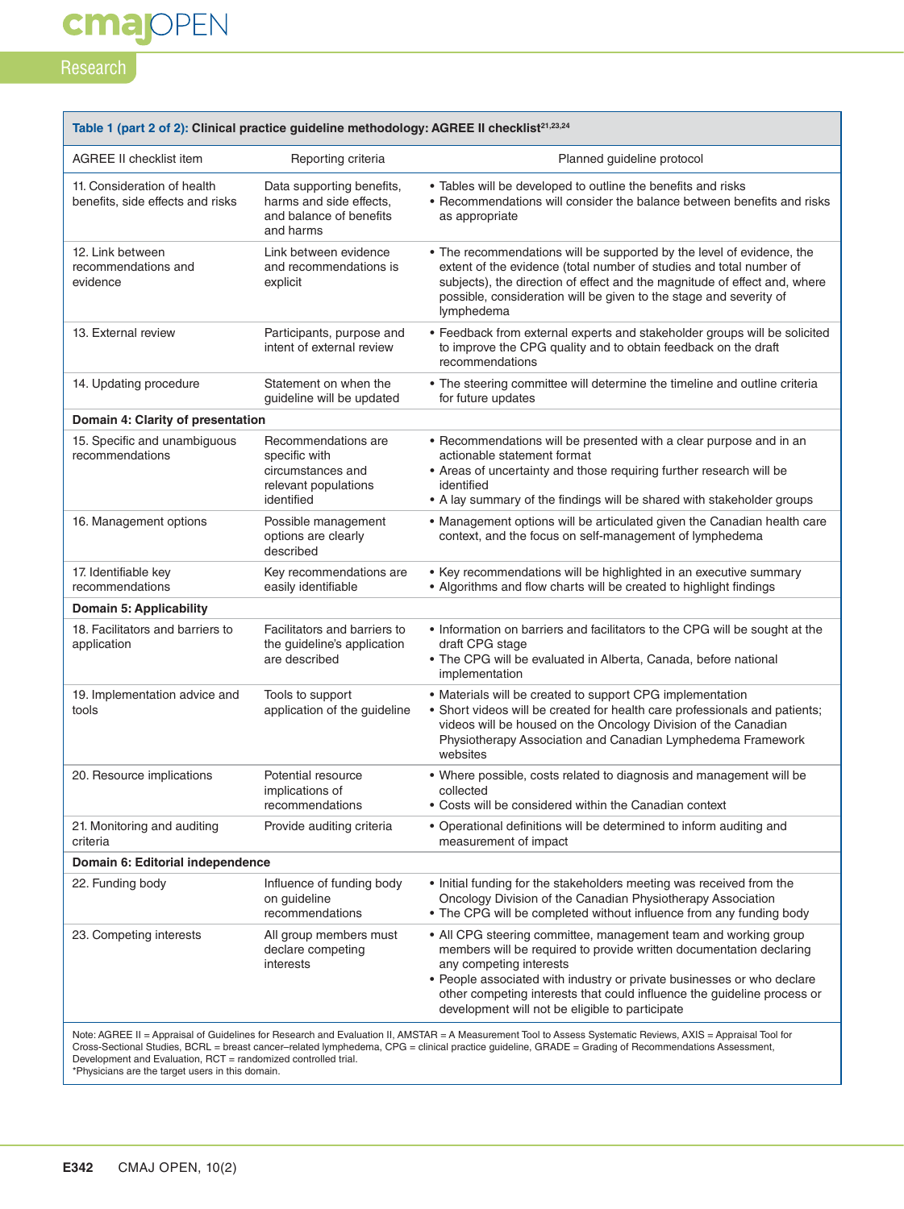**Table 1 (part 2 of 2): Clinical practice guideline methodology: AGREE II checklist[21,23,24]**

| AGREE II checklist item | Reporting criteria | Planned guideline protocol |
|---|---|---|
| 11. Consideration of health benefits, side effects and risks | Data supporting benefits, harms and side effects, and balance of benefits and harms | • Tables will be developed to outline the benefits and risks<br>• Recommendations will consider the balance between benefits and risks as appropriate |
| 12. Link between recommendations and evidence | Link between evidence and recommendations is explicit | • The recommendations will be supported by the level of evidence, the extent of the evidence (total number of studies and total number of subjects), the direction of effect and the magnitude of effect and, where possible, consideration will be given to the stage and severity of lymphedema |
| 13. External review | Participants, purpose and intent of external review | • Feedback from external experts and stakeholder groups will be solicited to improve the CPG quality and to obtain feedback on the draft recommendations |
| 14. Updating procedure | Statement on when the guideline will be updated | • The steering committee will determine the timeline and outline criteria for future updates |
| **Domain 4: Clarity of presentation** | | |
| 15. Specific and unambiguous recommendations | Recommendations are specific with circumstances and relevant populations identified | • Recommendations will be presented with a clear purpose and in an actionable statement format<br>• Areas of uncertainty and those requiring further research will be identified<br>• A lay summary of the findings will be shared with stakeholder groups |
| 16. Management options | Possible management options are clearly described | • Management options will be articulated given the Canadian health care context, and the focus on self-management of lymphedema |
| 17. Identifiable key recommendations | Key recommendations are easily identifiable | • Key recommendations will be highlighted in an executive summary<br>• Algorithms and flow charts will be created to highlight findings |
| **Domain 5: Applicability** | | |
| 18. Facilitators and barriers to application | Facilitators and barriers to the guideline's application are described | • Information on barriers and facilitators to the CPG will be sought at the draft CPG stage<br>• The CPG will be evaluated in Alberta, Canada, before national implementation |
| 19. Implementation advice and tools | Tools to support application of the guideline | • Materials will be created to support CPG implementation<br>• Short videos will be created for health care professionals and patients; videos will be housed on the Oncology Division of the Canadian Physiotherapy Association and Canadian Lymphedema Framework websites |
| 20. Resource implications | Potential resource implications of recommendations | • Where possible, costs related to diagnosis and management will be collected<br>• Costs will be considered within the Canadian context |
| 21. Monitoring and auditing criteria | Provide auditing criteria | • Operational definitions will be determined to inform auditing and measurement of impact |
| **Domain 6: Editorial independence** | | |
| 22. Funding body | Influence of funding body on guideline recommendations | • Initial funding for the stakeholders meeting was received from the Oncology Division of the Canadian Physiotherapy Association<br>• The CPG will be completed without influence from any funding body |
| 23. Competing interests | All group members must declare competing interests | • All CPG steering committee, management team and working group members will be required to provide written documentation declaring any competing interests<br>• People associated with industry or private businesses or who declare other competing interests that could influence the guideline process or development will not be eligible to participate |

Note: AGREE II = Appraisal of Guidelines for Research and Evaluation II, AMSTAR = A Measurement Tool to Assess Systematic Reviews, AXIS = Appraisal Tool for Cross-Sectional Studies, BCRL = breast cancer–related lymphedema, CPG = clinical practice guideline, GRADE = Grading of Recommendations Assessment, Development and Evaluation, RCT = randomized controlled trial.
*Physicians are the target users in this domain.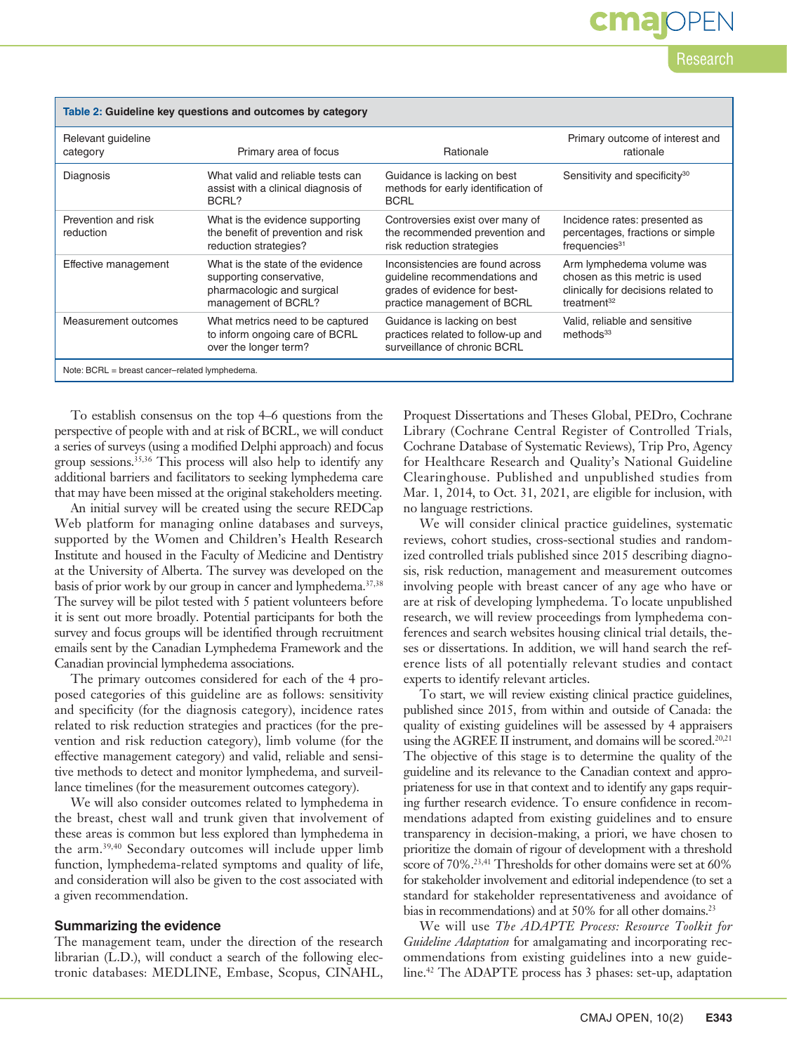**Table 2: Guideline key questions and outcomes by category**

| Relevant guideline category | Primary area of focus | Rationale | Primary outcome of interest and rationale |
|---|---|---|---|
| Diagnosis | What valid and reliable tests can assist with a clinical diagnosis of BCRL? | Guidance is lacking on best methods for early identification of BCRL | Sensitivity and specificity[30] |
| Prevention and risk reduction | What is the evidence supporting the benefit of prevention and risk reduction strategies? | Controversies exist over many of the recommended prevention and risk reduction strategies | Incidence rates: presented as percentages, fractions or simple frequencies[31] |
| Effective management | What is the state of the evidence supporting conservative, pharmacologic and surgical management of BCRL? | Inconsistencies are found across guideline recommendations and grades of evidence for best-practice management of BCRL | Arm lymphedema volume was chosen as this metric is used clinically for decisions related to treatment[32] |
| Measurement outcomes | What metrics need to be captured to inform ongoing care of BCRL over the longer term? | Guidance is lacking on best practices related to follow-up and surveillance of chronic BCRL | Valid, reliable and sensitive methods[33] |

Note: BCRL = breast cancer–related lymphedema.

To establish consensus on the top 4–6 questions from the perspective of people with and at risk of BCRL, we will conduct a series of surveys (using a modified Delphi approach) and focus group sessions.[35,36] This process will also help to identify any additional barriers and facilitators to seeking lymphedema care that may have been missed at the original stakeholders meeting.

An initial survey will be created using the secure REDCap Web platform for managing online databases and surveys, supported by the Women and Children's Health Research Institute and housed in the Faculty of Medicine and Dentistry at the University of Alberta. The survey was developed on the basis of prior work by our group in cancer and lymphedema.[37,38] The survey will be pilot tested with 5 patient volunteers before it is sent out more broadly. Potential participants for both the survey and focus groups will be identified through recruitment emails sent by the Canadian Lymphedema Framework and the Canadian provincial lymphedema associations.

The primary outcomes considered for each of the 4 proposed categories of this guideline are as follows: sensitivity and specificity (for the diagnosis category), incidence rates related to risk reduction strategies and practices (for the prevention and risk reduction category), limb volume (for the effective management category) and valid, reliable and sensitive methods to detect and monitor lymphedema, and surveillance timelines (for the measurement outcomes category).

We will also consider outcomes related to lymphedema in the breast, chest wall and trunk given that involvement of these areas is common but less explored than lymphedema in the arm.[39,40] Secondary outcomes will include upper limb function, lymphedema-related symptoms and quality of life, and consideration will also be given to the cost associated with a given recommendation.

### Summarizing the evidence

The management team, under the direction of the research librarian (L.D.), will conduct a search of the following electronic databases: MEDLINE, Embase, Scopus, CINAHL, Proquest Dissertations and Theses Global, PEDro, Cochrane Library (Cochrane Central Register of Controlled Trials, Cochrane Database of Systematic Reviews), Trip Pro, Agency for Healthcare Research and Quality's National Guideline Clearinghouse. Published and unpublished studies from Mar. 1, 2014, to Oct. 31, 2021, are eligible for inclusion, with no language restrictions.

We will consider clinical practice guidelines, systematic reviews, cohort studies, cross-sectional studies and randomized controlled trials published since 2015 describing diagnosis, risk reduction, management and measurement outcomes involving people with breast cancer of any age who have or are at risk of developing lymphedema. To locate unpublished research, we will review proceedings from lymphedema conferences and search websites housing clinical trial details, theses or dissertations. In addition, we will hand search the reference lists of all potentially relevant studies and contact experts to identify relevant articles.

To start, we will review existing clinical practice guidelines, published since 2015, from within and outside of Canada: the quality of existing guidelines will be assessed by 4 appraisers using the AGREE II instrument, and domains will be scored.[20,21] The objective of this stage is to determine the quality of the guideline and its relevance to the Canadian context and appropriateness for use in that context and to identify any gaps requiring further research evidence. To ensure confidence in recommendations adapted from existing guidelines and to ensure transparency in decision-making, a priori, we have chosen to prioritize the domain of rigour of development with a threshold score of 70%.[23,41] Thresholds for other domains were set at 60% for stakeholder involvement and editorial independence (to set a standard for stakeholder representativeness and avoidance of bias in recommendations) and at 50% for all other domains.[23]

We will use *The ADAPTE Process: Resource Toolkit for Guideline Adaptation* for amalgamating and incorporating recommendations from existing guidelines into a new guideline.[42] The ADAPTE process has 3 phases: set-up, adaptation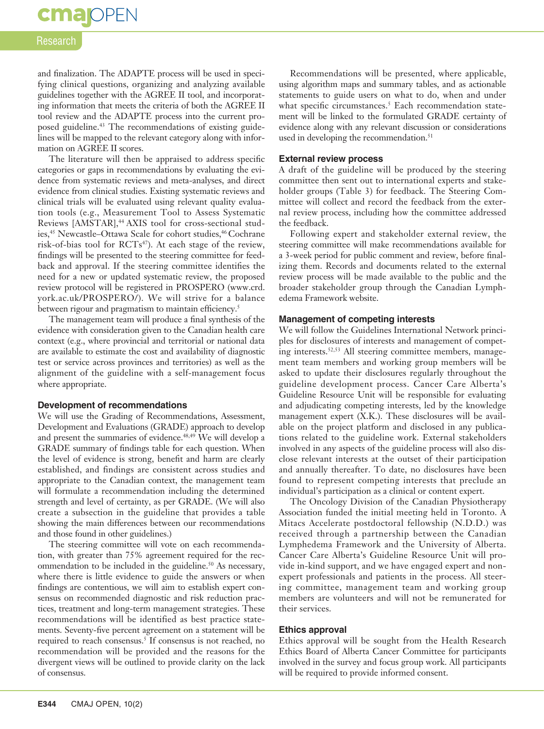and finalization. The ADAPTE process will be used in specifying clinical questions, organizing and analyzing available guidelines together with the AGREE II tool, and incorporating information that meets the criteria of both the AGREE II tool review and the ADAPTE process into the current proposed guideline.[43] The recommendations of existing guidelines will be mapped to the relevant category along with information on AGREE II scores.

The literature will then be appraised to address specific categories or gaps in recommendations by evaluating the evidence from systematic reviews and meta-analyses, and direct evidence from clinical studies. Existing systematic reviews and clinical trials will be evaluated using relevant quality evaluation tools (e.g., Measurement Tool to Assess Systematic Reviews [AMSTAR],[44] AXIS tool for cross-sectional studies,[45] Newcastle–Ottawa Scale for cohort studies,[46] Cochrane risk-of-bias tool for RCTs[47]). At each stage of the review, findings will be presented to the steering committee for feedback and approval. If the steering committee identifies the need for a new or updated systematic review, the proposed review protocol will be registered in PROSPERO (www.crd.york.ac.uk/PROSPERO/). We will strive for a balance between rigour and pragmatism to maintain efficiency.[5]

The management team will produce a final synthesis of the evidence with consideration given to the Canadian health care context (e.g., where provincial and territorial or national data are available to estimate the cost and availability of diagnostic test or service across provinces and territories) as well as the alignment of the guideline with a self-management focus where appropriate.

### Development of recommendations

We will use the Grading of Recommendations, Assessment, Development and Evaluations (GRADE) approach to develop and present the summaries of evidence.[48,49] We will develop a GRADE summary of findings table for each question. When the level of evidence is strong, benefit and harm are clearly established, and findings are consistent across studies and appropriate to the Canadian context, the management team will formulate a recommendation including the determined strength and level of certainty, as per GRADE. (We will also create a subsection in the guideline that provides a table showing the main differences between our recommendations and those found in other guidelines.)

The steering committee will vote on each recommendation, with greater than 75% agreement required for the recommendation to be included in the guideline.[50] As necessary, where there is little evidence to guide the answers or when findings are contentious, we will aim to establish expert consensus on recommended diagnostic and risk reduction practices, treatment and long-term management strategies. These recommendations will be identified as best practice statements. Seventy-five percent agreement on a statement will be required to reach consensus.[5] If consensus is not reached, no recommendation will be provided and the reasons for the divergent views will be outlined to provide clarity on the lack of consensus.

Recommendations will be presented, where applicable, using algorithm maps and summary tables, and as actionable statements to guide users on what to do, when and under what specific circumstances.[5] Each recommendation statement will be linked to the formulated GRADE certainty of evidence along with any relevant discussion or considerations used in developing the recommendation.[51]

### External review process

A draft of the guideline will be produced by the steering committee then sent out to international experts and stakeholder groups (Table 3) for feedback. The Steering Committee will collect and record the feedback from the external review process, including how the committee addressed the feedback.

Following expert and stakeholder external review, the steering committee will make recommendations available for a 3-week period for public comment and review, before finalizing them. Records and documents related to the external review process will be made available to the public and the broader stakeholder group through the Canadian Lymphedema Framework website.

### Management of competing interests

We will follow the Guidelines International Network principles for disclosures of interests and management of competing interests.[52,53] All steering committee members, management team members and working group members will be asked to update their disclosures regularly throughout the guideline development process. Cancer Care Alberta's Guideline Resource Unit will be responsible for evaluating and adjudicating competing interests, led by the knowledge management expert (X.K.). These disclosures will be available on the project platform and disclosed in any publications related to the guideline work. External stakeholders involved in any aspects of the guideline process will also disclose relevant interests at the outset of their participation and annually thereafter. To date, no disclosures have been found to represent competing interests that preclude an individual's participation as a clinical or content expert.

The Oncology Division of the Canadian Physiotherapy Association funded the initial meeting held in Toronto. A Mitacs Accelerate postdoctoral fellowship (N.D.D.) was received through a partnership between the Canadian Lymphedema Framework and the University of Alberta. Cancer Care Alberta's Guideline Resource Unit will provide in-kind support, and we have engaged expert and non-expert professionals and patients in the process. All steering committee members, management team and working group members are volunteers and will not be remunerated for their services.

### Ethics approval

Ethics approval will be sought from the Health Research Ethics Board of Alberta Cancer Committee for participants involved in the survey and focus group work. All participants will be required to provide informed consent.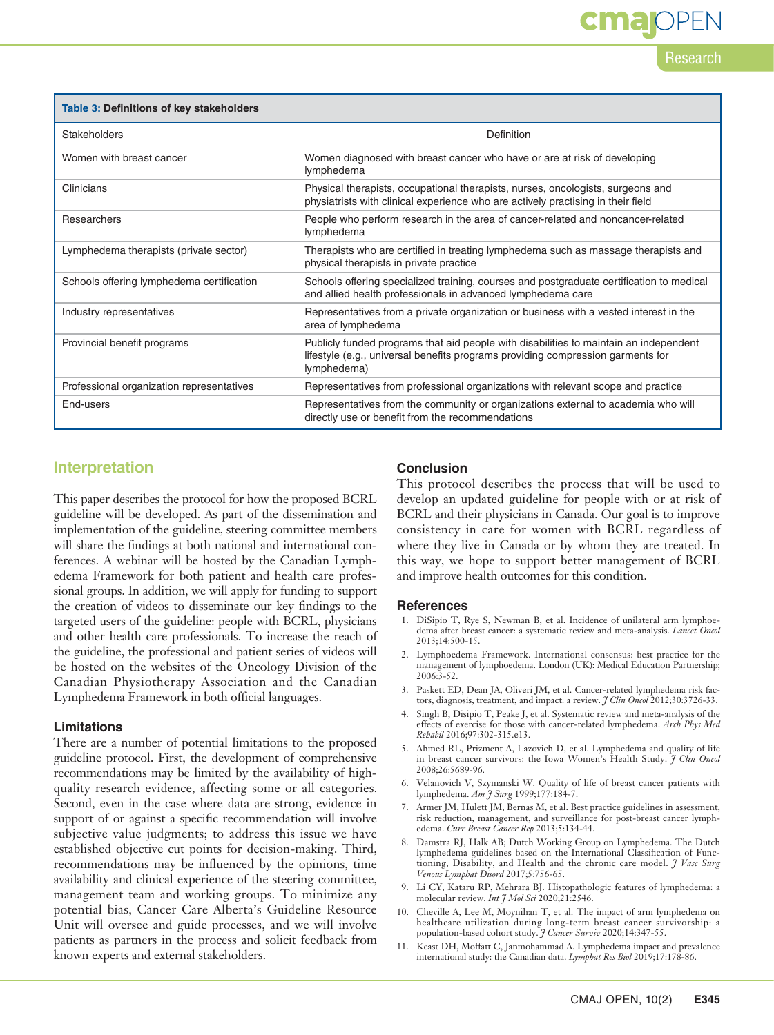**Table 3: Definitions of key stakeholders**

| Stakeholders | Definition |
|---|---|
| Women with breast cancer | Women diagnosed with breast cancer who have or are at risk of developing lymphedema |
| Clinicians | Physical therapists, occupational therapists, nurses, oncologists, surgeons and physiatrists with clinical experience who are actively practising in their field |
| Researchers | People who perform research in the area of cancer-related and noncancer-related lymphedema |
| Lymphedema therapists (private sector) | Therapists who are certified in treating lymphedema such as massage therapists and physical therapists in private practice |
| Schools offering lymphedema certification | Schools offering specialized training, courses and postgraduate certification to medical and allied health professionals in advanced lymphedema care |
| Industry representatives | Representatives from a private organization or business with a vested interest in the area of lymphedema |
| Provincial benefit programs | Publicly funded programs that aid people with disabilities to maintain an independent lifestyle (e.g., universal benefits programs providing compression garments for lymphedema) |
| Professional organization representatives | Representatives from professional organizations with relevant scope and practice |
| End-users | Representatives from the community or organizations external to academia who will directly use or benefit from the recommendations |

## Interpretation

This paper describes the protocol for how the proposed BCRL guideline will be developed. As part of the dissemination and implementation of the guideline, steering committee members will share the findings at both national and international conferences. A webinar will be hosted by the Canadian Lymphedema Framework for both patient and health care professional groups. In addition, we will apply for funding to support the creation of videos to disseminate our key findings to the targeted users of the guideline: people with BCRL, physicians and other health care professionals. To increase the reach of the guideline, the professional and patient series of videos will be hosted on the websites of the Oncology Division of the Canadian Physiotherapy Association and the Canadian Lymphedema Framework in both official languages.

### Limitations

There are a number of potential limitations to the proposed guideline protocol. First, the development of comprehensive recommendations may be limited by the availability of high-quality research evidence, affecting some or all categories. Second, even in the case where data are strong, evidence in support of or against a specific recommendation will involve subjective value judgments; to address this issue we have established objective cut points for decision-making. Third, recommendations may be influenced by the opinions, time availability and clinical experience of the steering committee, management team and working groups. To minimize any potential bias, Cancer Care Alberta's Guideline Resource Unit will oversee and guide processes, and we will involve patients as partners in the process and solicit feedback from known experts and external stakeholders.

### Conclusion

This protocol describes the process that will be used to develop an updated guideline for people with or at risk of BCRL and their physicians in Canada. Our goal is to improve consistency in care for women with BCRL regardless of where they live in Canada or by whom they are treated. In this way, we hope to support better management of BCRL and improve health outcomes for this condition.

### References

1. DiSipio T, Rye S, Newman B, et al. Incidence of unilateral arm lymphoedema after breast cancer: a systematic review and meta-analysis. *Lancet Oncol* 2013;14:500-15.
2. Lymphoedema Framework. International consensus: best practice for the management of lymphoedema. London (UK): Medical Education Partnership; 2006:3-52.
3. Paskett ED, Dean JA, Oliveri JM, et al. Cancer-related lymphedema risk factors, diagnosis, treatment, and impact: a review. *J Clin Oncol* 2012;30:3726-33.
4. Singh B, Disipio T, Peake J, et al. Systematic review and meta-analysis of the effects of exercise for those with cancer-related lymphedema. *Arch Phys Med Rehabil* 2016;97:302-315.e13.
5. Ahmed RL, Prizment A, Lazovich D, et al. Lymphedema and quality of life in breast cancer survivors: the Iowa Women's Health Study. *J Clin Oncol* 2008;26:5689-96.
6. Velanovich V, Szymanski W. Quality of life of breast cancer patients with lymphedema. *Am J Surg* 1999;177:184-7.
7. Armer JM, Hulett JM, Bernas M, et al. Best practice guidelines in assessment, risk reduction, management, and surveillance for post-breast cancer lymphedema. *Curr Breast Cancer Rep* 2013;5:134-44.
8. Damstra RJ, Halk AB; Dutch Working Group on Lymphedema. The Dutch lymphedema guidelines based on the International Classification of Functioning, Disability, and Health and the chronic care model. *J Vasc Surg Venous Lymphat Disord* 2017;5:756-65.
9. Li CY, Kataru RP, Mehrara BJ. Histopathologic features of lymphedema: a molecular review. *Int J Mol Sci* 2020;21:2546.
10. Cheville A, Lee M, Moynihan T, et al. The impact of arm lymphedema on healthcare utilization during long-term breast cancer survivorship: a population-based cohort study. *J Cancer Surviv* 2020;14:347-55.
11. Keast DH, Moffatt C, Janmohammad A. Lymphedema impact and prevalence international study: the Canadian data. *Lymphat Res Biol* 2019;17:178-86.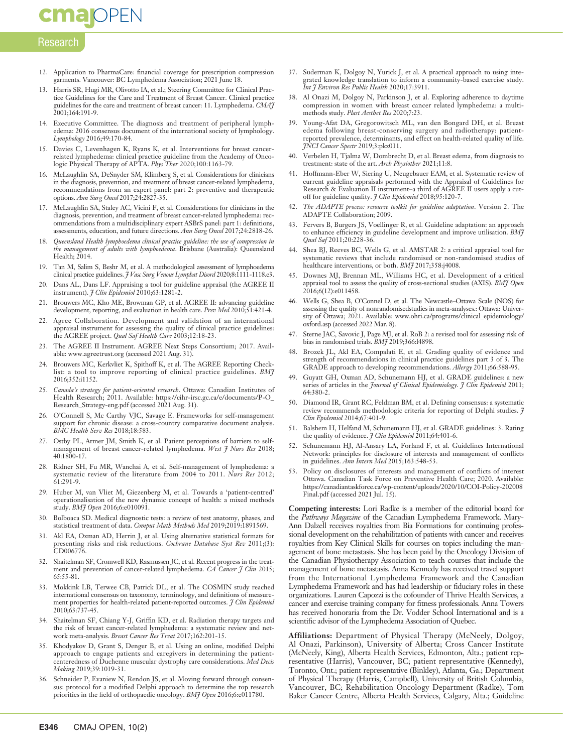12. Application to PharmaCare: financial coverage for prescription compression garments. Vancouver: BC Lymphedema Association; 2021 June 18.
13. Harris SR, Hugi MR, Olivotto IA, et al.; Steering Committee for Clinical Practice Guidelines for the Care and Treatment of Breast Cancer. Clinical practice guidelines for the care and treatment of breast cancer: 11. Lymphedema. *CMAJ* 2001;164:191-9.
14. Executive Committee. The diagnosis and treatment of peripheral lymphedema: 2016 consensus document of the international society of lymphology. *Lymphology* 2016;49:170-84.
15. Davies C, Levenhagen K, Ryans K, et al. Interventions for breast cancer-related lymphedema: clinical practice guideline from the Academy of Oncologic Physical Therapy of APTA. *Phys Ther* 2020;100:1163-79.
16. McLaughlin SA, DeSnyder SM, Klimberg S, et al. Considerations for clinicians in the diagnosis, prevention, and treatment of breast cancer-related lymphedema, recommendations from an expert panel: part 2: preventive and therapeutic options. *Ann Surg Oncol* 2017;24:2827-35.
17. McLaughlin SA, Staley AC, Vicini F, et al. Considerations for clinicians in the diagnosis, prevention, and treatment of breast cancer-related lymphedema: recommendations from a multidisciplinary expert ASBrS panel: part 1: definitions, assessments, education, and future directions. *Ann Surg Oncol* 2017;24:2818-26.
18. *Queensland Health lymphoedema clinical practice guideline: the use of compression in the management of adults with lymphoedema*. Brisbane (Australia): Queensland Health; 2014.
19. Tan M, Salim S, Beshr M, et al. A methodological assessment of lymphoedema clinical practice guidelines. *J Vasc Surg Venous Lymphat Disord* 2020;8:1111-1118.e3.
20. Dans AL, Dans LF. Appraising a tool for guideline appraisal (the AGREE II instrument). *J Clin Epidemiol* 2010;63:1281-2.
21. Brouwers MC, Kho ME, Browman GP, et al. AGREE II: advancing guideline development, reporting, and evaluation in health care. *Prev Med* 2010;51:421-4.
22. Agree Collaboration. Development and validation of an international appraisal instrument for assessing the quality of clinical practice guidelines: the AGREE project. *Qual Saf Health Care* 2003;12:18-23.
23. The AGREE II Instrument. AGREE Next Steps Consortium; 2017. Available: www.agreetrust.org (accessed 2021 Aug. 31).
24. Brouwers MC, Kerkvliet K, Spithoff K, et al. The AGREE Reporting Checklist: a tool to improve reporting of clinical practice guidelines. *BMJ* 2016;352:i1152.
25. *Canada's strategy for patient-oriented research*. Ottawa: Canadian Institutes of Health Research; 2011. Available: https://cihr-irsc.gc.ca/e/documents/P-O_Research_Strategy-eng.pdf (accessed 2021 Aug. 31).
26. O'Connell S, Mc Carthy VJC, Savage E. Frameworks for self-management support for chronic disease: a cross-country comparative document analysis. *BMC Health Serv Res* 2018;18:583.
27. Ostby PL, Armer JM, Smith K, et al. Patient perceptions of barriers to self-management of breast cancer-related lymphedema. *West J Nurs Res* 2018; 40:1800-17.
28. Ridner SH, Fu MR, Wanchai A, et al. Self-management of lymphedema: a systematic review of the literature from 2004 to 2011. *Nurs Res* 2012; 61:291-9.
29. Huber M, van Vliet M, Giezenberg M, et al. Towards a 'patient-centred' operationalisation of the new dynamic concept of health: a mixed methods study. *BMJ Open* 2016;6:e010091.
30. Bolboaca SD. Medical diagnostic tests: a review of test anatomy, phases, and statistical treatment of data. *Comput Math Methods Med* 2019;2019:1891569.
31. Akl EA, Oxman AD, Herrin J, et al. Using alternative statistical formats for presenting risks and risk reductions. *Cochrane Database Syst Rev* 2011;(3): CD006776.
32. Shaitelman SF, Cromwell KD, Rasmussen JC, et al. Recent progress in the treatment and prevention of cancer-related lymphedema. *CA Cancer J Clin* 2015; 65:55-81.
33. Mokkink LB, Terwee CB, Patrick DL, et al. The COSMIN study reached international consensus on taxonomy, terminology, and definitions of measurement properties for health-related patient-reported outcomes. *J Clin Epidemiol* 2010;63:737-45.
34. Shaitelman SF, Chiang Y-J, Griffin KD, et al. Radiation therapy targets and the risk of breast cancer-related lymphedema: a systematic review and network meta-analysis. *Breast Cancer Res Treat* 2017;162:201-15.
35. Khodyakov D, Grant S, Denger B, et al. Using an online, modified Delphi approach to engage patients and caregivers in determining the patient-centeredness of Duchenne muscular dystrophy care considerations. *Med Decis Making* 2019;39:1019-31.
36. Schneider P, Evaniew N, Rendon JS, et al. Moving forward through consensus: protocol for a modified Delphi approach to determine the top research priorities in the field of orthopaedic oncology. *BMJ Open* 2016;6:e011780.
37. Suderman K, Dolgoy N, Yurick J, et al. A practical approach to using integrated knowledge translation to inform a community-based exercise study. *Int J Environ Res Public Health* 2020;17:3911.
38. Al Onazi M, Dolgoy N, Parkinson J, et al. Exploring adherence to daytime compression in women with breast cancer related lymphedema: a multi-methods study. *Plast Aesthet Res* 2020;7:23.
39. Young-Afat DA, Gregorowitsch ML, van den Bongard DH, et al. Breast edema following breast-conserving surgery and radiotherapy: patient-reported prevalence, determinants, and effect on health-related quality of life. *JNCI Cancer Spectr* 2019;3:pkz011.
40. Verbelen H, Tjalma W, Dombrecht D, et al. Breast edema, from diagnosis to treatment: state of the art. *Arch Physiother* 2021;11:8.
41. Hoffmann-Eber W, Siering U, Neugebauer EAM, et al. Systematic review of current guideline appraisals performed with the Appraisal of Guidelines for Research & Evaluation II instrument–a third of AGREE II users apply a cut-off for guideline quality. *J Clin Epidemiol* 2018;95:120-7.
42. *The ADAPTE process: resource toolkit for guideline adaptation*. Version 2. The ADAPTE Collaboration; 2009.
43. Fervers B, Burgers JS, Voellinger R, et al. Guideline adaptation: an approach to enhance efficiency in guideline development and improve utilisation. *BMJ Qual Saf* 2011;20:228-36.
44. Shea BJ, Reeves BC, Wells G, et al. AMSTAR 2: a critical appraisal tool for systematic reviews that include randomised or non-randomised studies of healthcare interventions, or both. *BMJ* 2017;358:j4008.
45. Downes MJ, Brennan ML, Williams HC, et al. Development of a critical appraisal tool to assess the quality of cross-sectional studies (AXIS). *BMJ Open* 2016;6(12):e011458.
46. Wells G, Shea B, O'Connel D, et al. The Newcastle–Ottawa Scale (NOS) for assessing the quality of nonrandomisedstudies in meta-analyses.: Ottawa: University of Ottawa; 2021. Available: www.ohri.ca/programs/clinical_epidemiology/oxford.asp (accessed 2022 Mar. 8).
47. Sterne JAC, Savovic J, Page MJ, et al. RoB 2: a revised tool for assessing risk of bias in randomised trials. *BMJ* 2019;366:l4898.
48. Brozek JL, Akl EA, Compalati E, et al. Grading quality of evidence and strength of recommendations in clinical practice guidelines part 3 of 3. The GRADE approach to developing recommendations. *Allergy* 2011;66:588-95.
49. Guyatt GH, Oxman AD, Schunemann HJ, et al. GRADE guidelines: a new series of articles in the *Journal of Clinical Epidemiology*. *J Clin Epidemiol* 2011; 64:380-2.
50. Diamond IR, Grant RC, Feldman BM, et al. Defining consensus: a systematic review recommends methodologic criteria for reporting of Delphi studies. *J Clin Epidemiol* 2014;67:401-9.
51. Balshem H, Helfand M, Schunemann HJ, et al. GRADE guidelines: 3. Rating the quality of evidence. *J Clin Epidemiol* 2011;64:401-6.
52. Schunemann HJ, Al-Ansary LA, Forland F, et al. Guidelines International Network: principles for disclosure of interests and management of conflicts in guidelines. *Ann Intern Med* 2015;163:548-53.
53. Policy on disclosures of interests and management of conflicts of interest Ottawa. Canadian Task Force on Preventive Health Care; 2020. Available: https://canadiantaskforce.ca/wp-content/uploads/2020/10/COI-Policy-202008Final.pdf (accessed 2021 Jul. 15).

**Competing interests:** Lori Radke is a member of the editorial board for the *Pathways Magazine* of the Canadian Lymphedema Framework. Mary-Ann Dalzell receives royalties from Bia Formations for continuing professional development on the rehabilitation of patients with cancer and receives royalties from Key Clinical Skills for courses on topics including the management of bone metastasis. She has been paid by the Oncology Division of the Canadian Physiotherapy Association to teach courses that include the management of bone metastasis. Anna Kennedy has received travel support from the International Lymphedema Framework and the Canadian Lymphedema Framework and has had leadership or fiduciary roles in these organizations. Lauren Capozzi is the cofounder of Thrive Health Services, a cancer and exercise training company for fitness professionals. Anna Towers has received honoraria from the Dr. Vodder School International and is a scientific advisor of the Lymphedema Association of Quebec.

**Affiliations:** Department of Physical Therapy (McNeely, Dolgoy, Al Onazi, Parkinson), University of Alberta; Cross Cancer Institute (McNeely, King), Alberta Health Services, Edmonton, Alta.; patient representative (Harris), Vancouver, BC; patient representative (Kennedy), Toronto, Ont.; patient representative (Binkley), Atlanta, Ga.; Department of Physical Therapy (Harris, Campbell), University of British Columbia, Vancouver, BC; Rehabilitation Oncology Department (Radke), Tom Baker Cancer Centre, Alberta Health Services, Calgary, Alta.; Guideline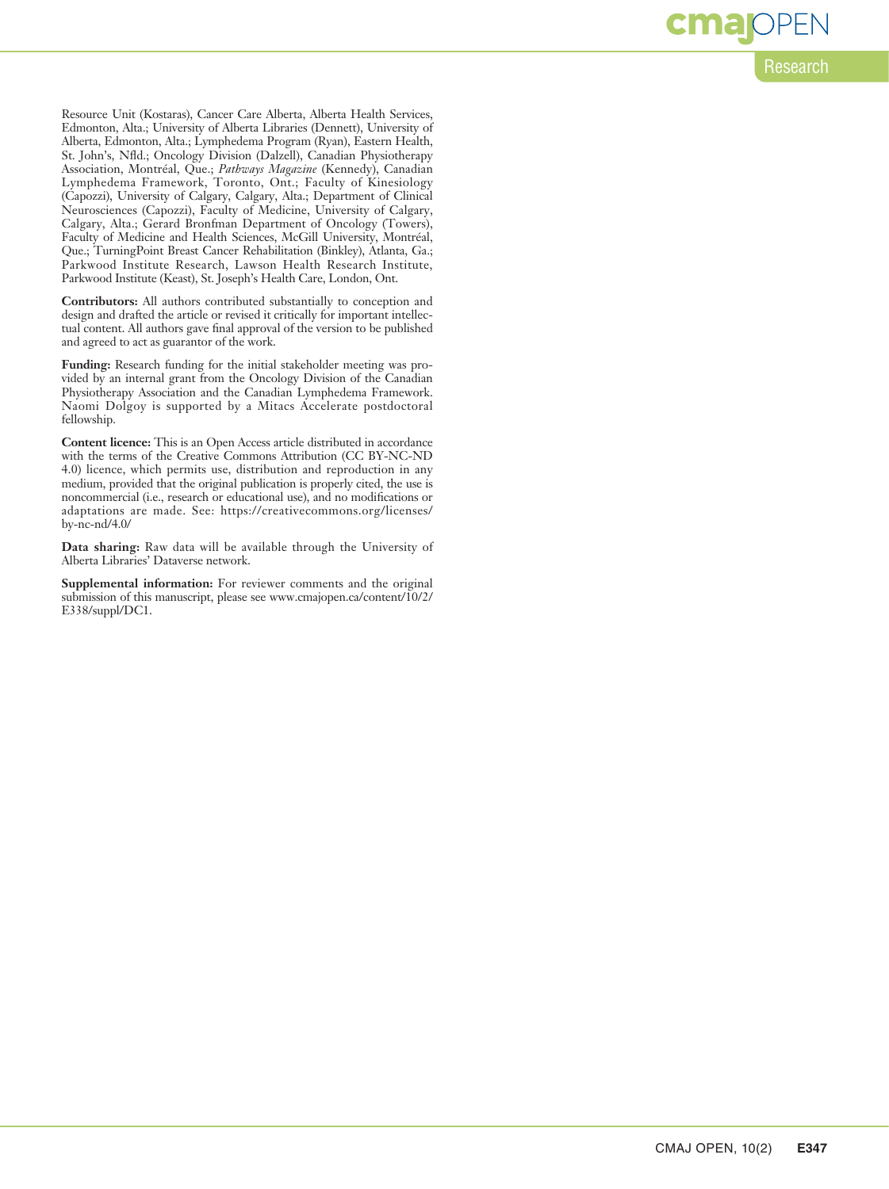Resource Unit (Kostaras), Cancer Care Alberta, Alberta Health Services, Edmonton, Alta.; University of Alberta Libraries (Dennett), University of Alberta, Edmonton, Alta.; Lymphedema Program (Ryan), Eastern Health, St. John's, Nfld.; Oncology Division (Dalzell), Canadian Physiotherapy Association, Montréal, Que.; *Pathways Magazine* (Kennedy), Canadian Lymphedema Framework, Toronto, Ont.; Faculty of Kinesiology (Capozzi), University of Calgary, Calgary, Alta.; Department of Clinical Neurosciences (Capozzi), Faculty of Medicine, University of Calgary, Calgary, Alta.; Gerard Bronfman Department of Oncology (Towers), Faculty of Medicine and Health Sciences, McGill University, Montréal, Que.; TurningPoint Breast Cancer Rehabilitation (Binkley), Atlanta, Ga.; Parkwood Institute Research, Lawson Health Research Institute, Parkwood Institute (Keast), St. Joseph's Health Care, London, Ont.

**Contributors:** All authors contributed substantially to conception and design and drafted the article or revised it critically for important intellectual content. All authors gave final approval of the version to be published and agreed to act as guarantor of the work.

**Funding:** Research funding for the initial stakeholder meeting was provided by an internal grant from the Oncology Division of the Canadian Physiotherapy Association and the Canadian Lymphedema Framework. Naomi Dolgoy is supported by a Mitacs Accelerate postdoctoral fellowship.

**Content licence:** This is an Open Access article distributed in accordance with the terms of the Creative Commons Attribution (CC BY-NC-ND 4.0) licence, which permits use, distribution and reproduction in any medium, provided that the original publication is properly cited, the use is noncommercial (i.e., research or educational use), and no modifications or adaptations are made. See: https://creativecommons.org/licenses/by-nc-nd/4.0/

**Data sharing:** Raw data will be available through the University of Alberta Libraries' Dataverse network.

**Supplemental information:** For reviewer comments and the original submission of this manuscript, please see www.cmajopen.ca/content/10/2/E338/suppl/DC1.